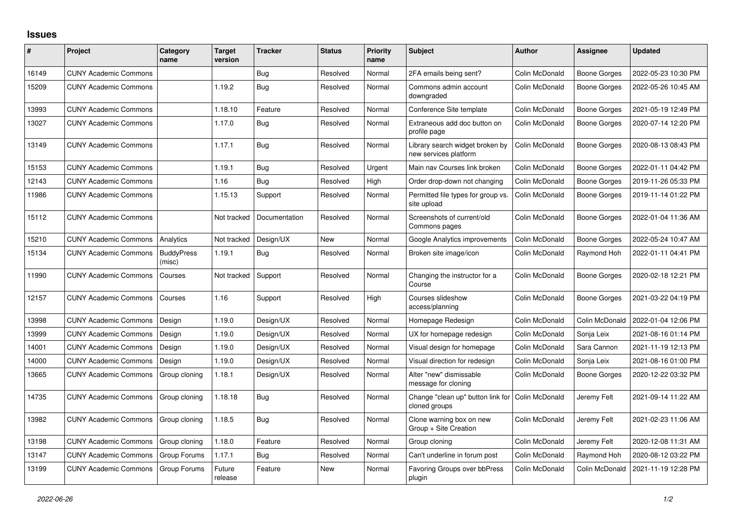# Issues

| # | Project | Category name | Target version | Tracker | Status | Priority name | Subject | Author | Assignee | Updated |
|---|---|---|---|---|---|---|---|---|---|---|
| 16149 | CUNY Academic Commons | | | Bug | Resolved | Normal | 2FA emails being sent? | Colin McDonald | Boone Gorges | 2022-05-23 10:30 PM |
| 15209 | CUNY Academic Commons | | 1.19.2 | Bug | Resolved | Normal | Commons admin account downgraded | Colin McDonald | Boone Gorges | 2022-05-26 10:45 AM |
| 13993 | CUNY Academic Commons | | 1.18.10 | Feature | Resolved | Normal | Conference Site template | Colin McDonald | Boone Gorges | 2021-05-19 12:49 PM |
| 13027 | CUNY Academic Commons | | 1.17.0 | Bug | Resolved | Normal | Extraneous add doc button on profile page | Colin McDonald | Boone Gorges | 2020-07-14 12:20 PM |
| 13149 | CUNY Academic Commons | | 1.17.1 | Bug | Resolved | Normal | Library search widget broken by new services platform | Colin McDonald | Boone Gorges | 2020-08-13 08:43 PM |
| 15153 | CUNY Academic Commons | | 1.19.1 | Bug | Resolved | Urgent | Main nav Courses link broken | Colin McDonald | Boone Gorges | 2022-01-11 04:42 PM |
| 12143 | CUNY Academic Commons | | 1.16 | Bug | Resolved | High | Order drop-down not changing | Colin McDonald | Boone Gorges | 2019-11-26 05:33 PM |
| 11986 | CUNY Academic Commons | | 1.15.13 | Support | Resolved | Normal | Permitted file types for group vs. site upload | Colin McDonald | Boone Gorges | 2019-11-14 01:22 PM |
| 15112 | CUNY Academic Commons | | Not tracked | Documentation | Resolved | Normal | Screenshots of current/old Commons pages | Colin McDonald | Boone Gorges | 2022-01-04 11:36 AM |
| 15210 | CUNY Academic Commons | Analytics | Not tracked | Design/UX | New | Normal | Google Analytics improvements | Colin McDonald | Boone Gorges | 2022-05-24 10:47 AM |
| 15134 | CUNY Academic Commons | BuddyPress (misc) | 1.19.1 | Bug | Resolved | Normal | Broken site image/icon | Colin McDonald | Raymond Hoh | 2022-01-11 04:41 PM |
| 11990 | CUNY Academic Commons | Courses | Not tracked | Support | Resolved | Normal | Changing the instructor for a Course | Colin McDonald | Boone Gorges | 2020-02-18 12:21 PM |
| 12157 | CUNY Academic Commons | Courses | 1.16 | Support | Resolved | High | Courses slideshow access/planning | Colin McDonald | Boone Gorges | 2021-03-22 04:19 PM |
| 13998 | CUNY Academic Commons | Design | 1.19.0 | Design/UX | Resolved | Normal | Homepage Redesign | Colin McDonald | Colin McDonald | 2022-01-04 12:06 PM |
| 13999 | CUNY Academic Commons | Design | 1.19.0 | Design/UX | Resolved | Normal | UX for homepage redesign | Colin McDonald | Sonja Leix | 2021-08-16 01:14 PM |
| 14001 | CUNY Academic Commons | Design | 1.19.0 | Design/UX | Resolved | Normal | Visual design for homepage | Colin McDonald | Sara Cannon | 2021-11-19 12:13 PM |
| 14000 | CUNY Academic Commons | Design | 1.19.0 | Design/UX | Resolved | Normal | Visual direction for redesign | Colin McDonald | Sonja Leix | 2021-08-16 01:00 PM |
| 13665 | CUNY Academic Commons | Group cloning | 1.18.1 | Design/UX | Resolved | Normal | Alter "new" dismissable message for cloning | Colin McDonald | Boone Gorges | 2020-12-22 03:32 PM |
| 14735 | CUNY Academic Commons | Group cloning | 1.18.18 | Bug | Resolved | Normal | Change "clean up" button link for cloned groups | Colin McDonald | Jeremy Felt | 2021-09-14 11:22 AM |
| 13982 | CUNY Academic Commons | Group cloning | 1.18.5 | Bug | Resolved | Normal | Clone warning box on new Group + Site Creation | Colin McDonald | Jeremy Felt | 2021-02-23 11:06 AM |
| 13198 | CUNY Academic Commons | Group cloning | 1.18.0 | Feature | Resolved | Normal | Group cloning | Colin McDonald | Jeremy Felt | 2020-12-08 11:31 AM |
| 13147 | CUNY Academic Commons | Group Forums | 1.17.1 | Bug | Resolved | Normal | Can't underline in forum post | Colin McDonald | Raymond Hoh | 2020-08-12 03:22 PM |
| 13199 | CUNY Academic Commons | Group Forums | Future release | Feature | New | Normal | Favoring Groups over bbPress plugin | Colin McDonald | Colin McDonald | 2021-11-19 12:28 PM |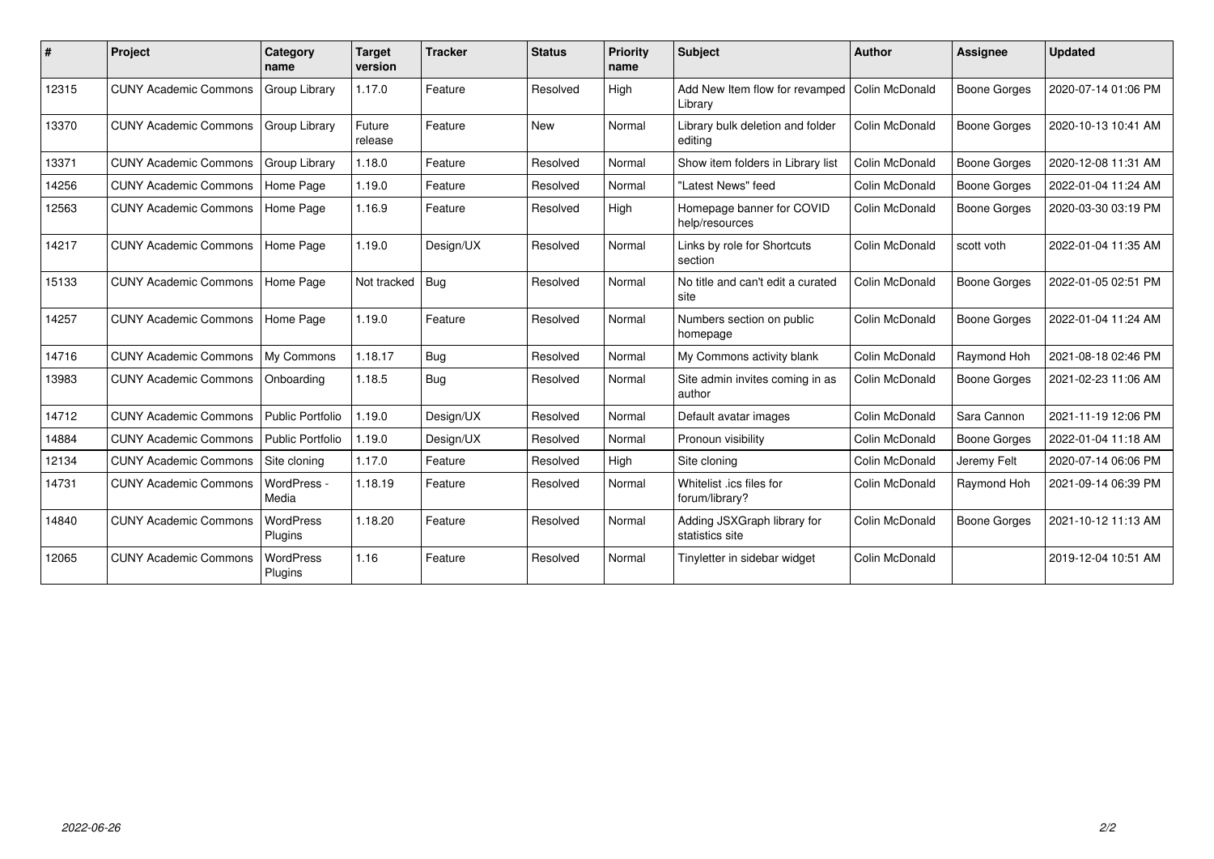| # | Project | Category name | Target version | Tracker | Status | Priority name | Subject | Author | Assignee | Updated |
|---|---|---|---|---|---|---|---|---|---|---|
| 12315 | CUNY Academic Commons | Group Library | 1.17.0 | Feature | Resolved | High | Add New Item flow for revamped Library | Colin McDonald | Boone Gorges | 2020-07-14 01:06 PM |
| 13370 | CUNY Academic Commons | Group Library | Future release | Feature | New | Normal | Library bulk deletion and folder editing | Colin McDonald | Boone Gorges | 2020-10-13 10:41 AM |
| 13371 | CUNY Academic Commons | Group Library | 1.18.0 | Feature | Resolved | Normal | Show item folders in Library list | Colin McDonald | Boone Gorges | 2020-12-08 11:31 AM |
| 14256 | CUNY Academic Commons | Home Page | 1.19.0 | Feature | Resolved | Normal | "Latest News" feed | Colin McDonald | Boone Gorges | 2022-01-04 11:24 AM |
| 12563 | CUNY Academic Commons | Home Page | 1.16.9 | Feature | Resolved | High | Homepage banner for COVID help/resources | Colin McDonald | Boone Gorges | 2020-03-30 03:19 PM |
| 14217 | CUNY Academic Commons | Home Page | 1.19.0 | Design/UX | Resolved | Normal | Links by role for Shortcuts section | Colin McDonald | scott voth | 2022-01-04 11:35 AM |
| 15133 | CUNY Academic Commons | Home Page | Not tracked | Bug | Resolved | Normal | No title and can't edit a curated site | Colin McDonald | Boone Gorges | 2022-01-05 02:51 PM |
| 14257 | CUNY Academic Commons | Home Page | 1.19.0 | Feature | Resolved | Normal | Numbers section on public homepage | Colin McDonald | Boone Gorges | 2022-01-04 11:24 AM |
| 14716 | CUNY Academic Commons | My Commons | 1.18.17 | Bug | Resolved | Normal | My Commons activity blank | Colin McDonald | Raymond Hoh | 2021-08-18 02:46 PM |
| 13983 | CUNY Academic Commons | Onboarding | 1.18.5 | Bug | Resolved | Normal | Site admin invites coming in as author | Colin McDonald | Boone Gorges | 2021-02-23 11:06 AM |
| 14712 | CUNY Academic Commons | Public Portfolio | 1.19.0 | Design/UX | Resolved | Normal | Default avatar images | Colin McDonald | Sara Cannon | 2021-11-19 12:06 PM |
| 14884 | CUNY Academic Commons | Public Portfolio | 1.19.0 | Design/UX | Resolved | Normal | Pronoun visibility | Colin McDonald | Boone Gorges | 2022-01-04 11:18 AM |
| 12134 | CUNY Academic Commons | Site cloning | 1.17.0 | Feature | Resolved | High | Site cloning | Colin McDonald | Jeremy Felt | 2020-07-14 06:06 PM |
| 14731 | CUNY Academic Commons | WordPress - Media | 1.18.19 | Feature | Resolved | Normal | Whitelist .ics files for forum/library? | Colin McDonald | Raymond Hoh | 2021-09-14 06:39 PM |
| 14840 | CUNY Academic Commons | WordPress Plugins | 1.18.20 | Feature | Resolved | Normal | Adding JSXGraph library for statistics site | Colin McDonald | Boone Gorges | 2021-10-12 11:13 AM |
| 12065 | CUNY Academic Commons | WordPress Plugins | 1.16 | Feature | Resolved | Normal | Tinyletter in sidebar widget | Colin McDonald | | 2019-12-04 10:51 AM |